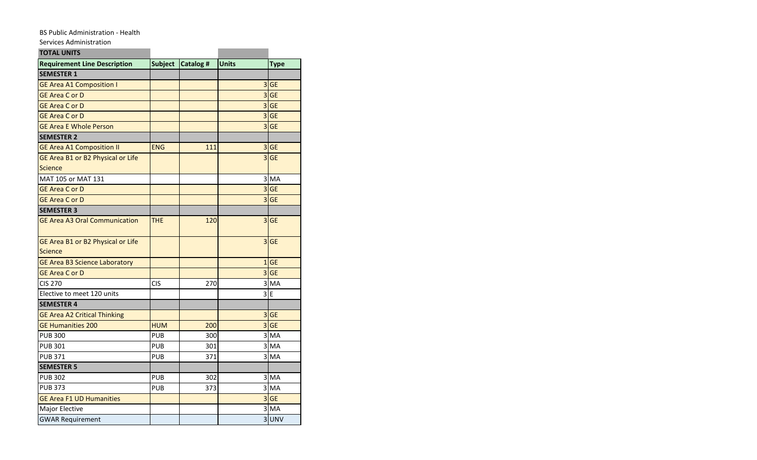BS Public Administration - Health Services Administration

| TOTAL UNITS | | | | |
|---|---|---|---|---|
| **Requirement Line Description** | **Subject** | **Catalog #** | **Units** | **Type** |
| **SEMESTER 1** | | | | |
| GE Area A1 Composition I | | | 3 | GE |
| GE Area C or D | | | 3 | GE |
| GE Area C or D | | | 3 | GE |
| GE Area C or D | | | 3 | GE |
| GE Area E Whole Person | | | 3 | GE |
| **SEMESTER 2** | | | | |
| GE Area A1 Composition II | ENG | 111 | 3 | GE |
| GE Area B1 or B2 Physical or Life Science | | | 3 | GE |
| MAT 105 or MAT 131 | | | 3 | MA |
| GE Area C or D | | | 3 | GE |
| GE Area C or D | | | 3 | GE |
| **SEMESTER 3** | | | | |
| GE Area A3 Oral Communication | THE | 120 | 3 | GE |
| GE Area B1 or B2 Physical or Life Science | | | 3 | GE |
| GE Area B3 Science Laboratory | | | 1 | GE |
| GE Area C or D | | | 3 | GE |
| CIS 270 | CIS | 270 | 3 | MA |
| Elective to meet 120 units | | | 3 | E |
| **SEMESTER 4** | | | | |
| GE Area A2 Critical Thinking | | | 3 | GE |
| GE Humanities 200 | HUM | 200 | 3 | GE |
| PUB 300 | PUB | 300 | 3 | MA |
| PUB 301 | PUB | 301 | 3 | MA |
| PUB 371 | PUB | 371 | 3 | MA |
| **SEMESTER 5** | | | | |
| PUB 302 | PUB | 302 | 3 | MA |
| PUB 373 | PUB | 373 | 3 | MA |
| GE Area F1 UD Humanities | | | 3 | GE |
| Major Elective | | | 3 | MA |
| GWAR Requirement | | | 3 | UNV |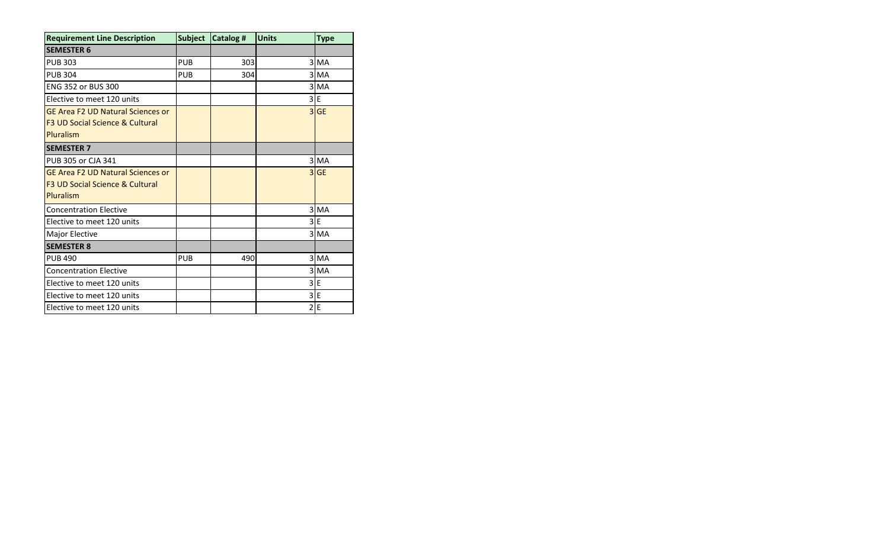| Requirement Line Description | Subject | Catalog # | Units | Type |
|---|---|---|---|---|
| **SEMESTER 6** | | | | |
| PUB 303 | PUB | 303 | 3 | MA |
| PUB 304 | PUB | 304 | 3 | MA |
| ENG 352 or BUS 300 | | | 3 | MA |
| Elective to meet 120 units | | | 3 | E |
| GE Area F2 UD Natural Sciences or F3 UD Social Science & Cultural Pluralism | | | 3 | GE |
| **SEMESTER 7** | | | | |
| PUB 305 or CJA 341 | | | 3 | MA |
| GE Area F2 UD Natural Sciences or F3 UD Social Science & Cultural Pluralism | | | 3 | GE |
| Concentration Elective | | | 3 | MA |
| Elective to meet 120 units | | | 3 | E |
| Major Elective | | | 3 | MA |
| **SEMESTER 8** | | | | |
| PUB 490 | PUB | 490 | 3 | MA |
| Concentration Elective | | | 3 | MA |
| Elective to meet 120 units | | | 3 | E |
| Elective to meet 120 units | | | 3 | E |
| Elective to meet 120 units | | | 2 | E |